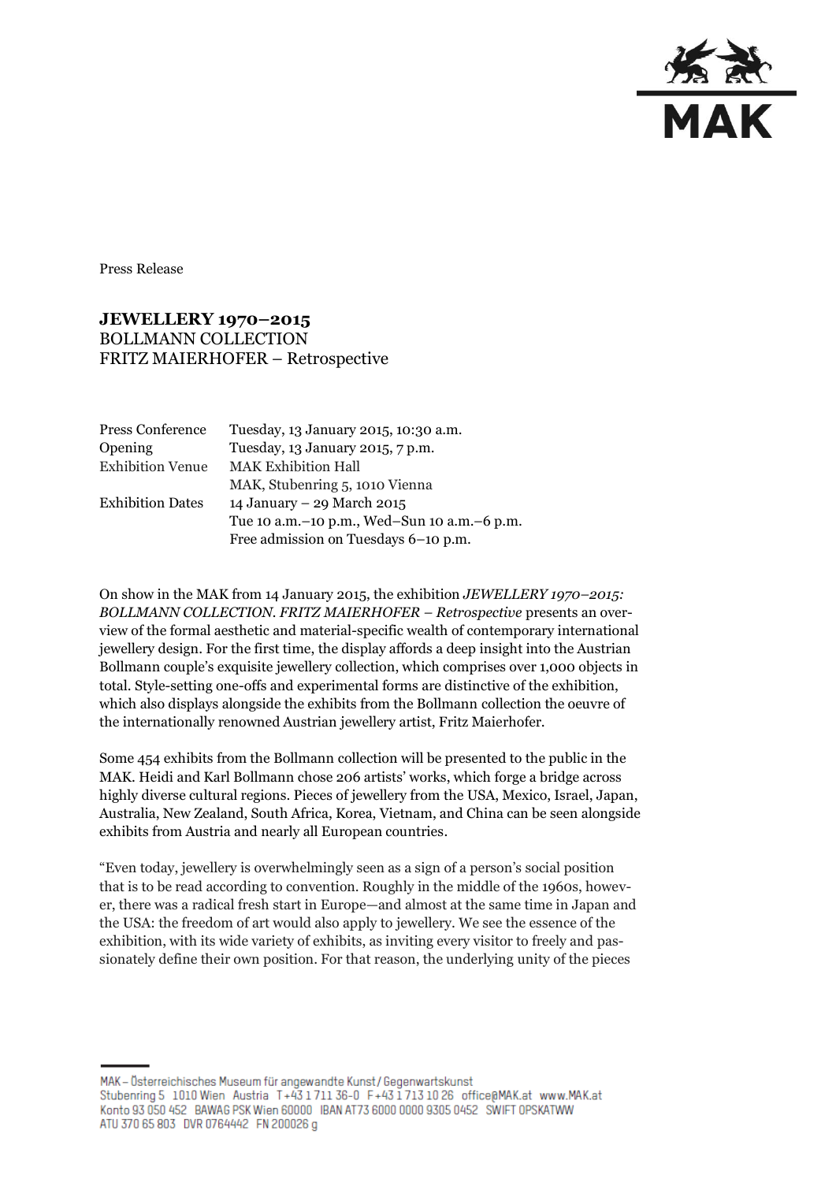Press Release

# JEWELLERY 1970–2015
BOLLMANN COLLECTION
FRITZ MAIERHOFER – Retrospective

| | |
|---|---|
| Press Conference | Tuesday, 13 January 2015, 10:30 a.m. |
| Opening | Tuesday, 13 January 2015, 7 p.m. |
| Exhibition Venue | MAK Exhibition Hall<br>MAK, Stubenring 5, 1010 Vienna |
| Exhibition Dates | 14 January – 29 March 2015<br>Tue 10 a.m.–10 p.m., Wed–Sun 10 a.m.–6 p.m.<br>Free admission on Tuesdays 6–10 p.m. |

On show in the MAK from 14 January 2015, the exhibition *JEWELLERY 1970–2015: BOLLMANN COLLECTION. FRITZ MAIERHOFER – Retrospective* presents an overview of the formal aesthetic and material-specific wealth of contemporary international jewellery design. For the first time, the display affords a deep insight into the Austrian Bollmann couple's exquisite jewellery collection, which comprises over 1,000 objects in total. Style-setting one-offs and experimental forms are distinctive of the exhibition, which also displays alongside the exhibits from the Bollmann collection the oeuvre of the internationally renowned Austrian jewellery artist, Fritz Maierhofer.

Some 454 exhibits from the Bollmann collection will be presented to the public in the MAK. Heidi and Karl Bollmann chose 206 artists' works, which forge a bridge across highly diverse cultural regions. Pieces of jewellery from the USA, Mexico, Israel, Japan, Australia, New Zealand, South Africa, Korea, Vietnam, and China can be seen alongside exhibits from Austria and nearly all European countries.

"Even today, jewellery is overwhelmingly seen as a sign of a person's social position that is to be read according to convention. Roughly in the middle of the 1960s, however, there was a radical fresh start in Europe—and almost at the same time in Japan and the USA: the freedom of art would also apply to jewellery. We see the essence of the exhibition, with its wide variety of exhibits, as inviting every visitor to freely and passionately define their own position. For that reason, the underlying unity of the pieces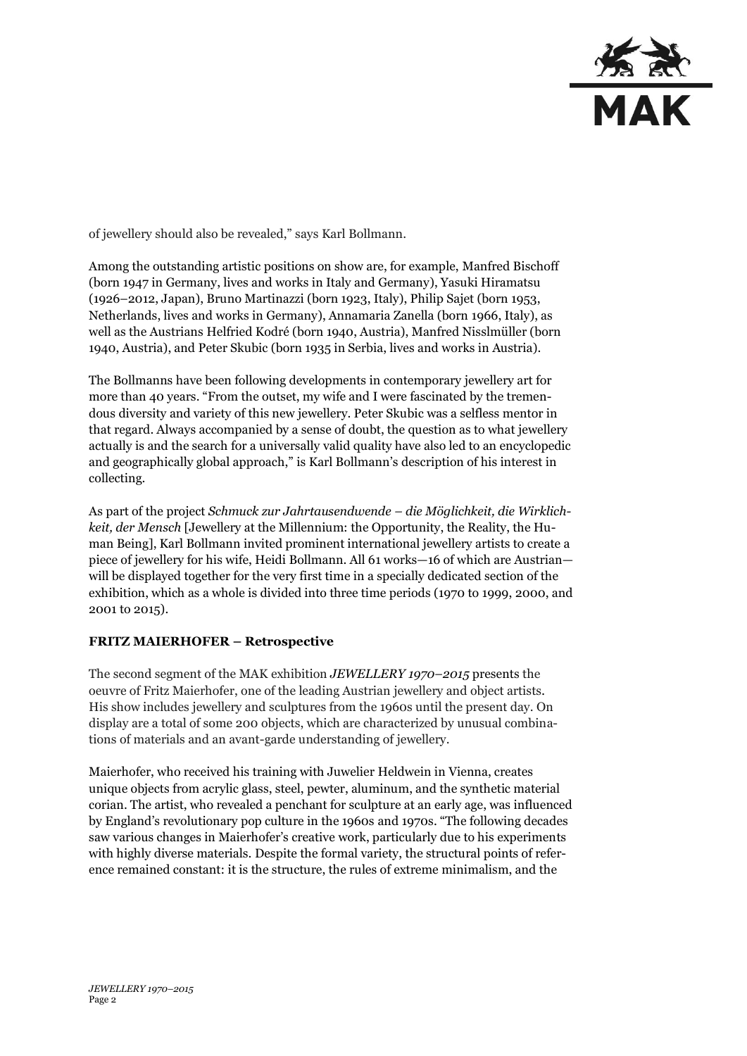of jewellery should also be revealed," says Karl Bollmann.

Among the outstanding artistic positions on show are, for example, Manfred Bischoff (born 1947 in Germany, lives and works in Italy and Germany), Yasuki Hiramatsu (1926–2012, Japan), Bruno Martinazzi (born 1923, Italy), Philip Sajet (born 1953, Netherlands, lives and works in Germany), Annamaria Zanella (born 1966, Italy), as well as the Austrians Helfried Kodré (born 1940, Austria), Manfred Nisslmüller (born 1940, Austria), and Peter Skubic (born 1935 in Serbia, lives and works in Austria).

The Bollmanns have been following developments in contemporary jewellery art for more than 40 years. "From the outset, my wife and I were fascinated by the tremendous diversity and variety of this new jewellery. Peter Skubic was a selfless mentor in that regard. Always accompanied by a sense of doubt, the question as to what jewellery actually is and the search for a universally valid quality have also led to an encyclopedic and geographically global approach," is Karl Bollmann's description of his interest in collecting.

As part of the project *Schmuck zur Jahrtausendwende – die Möglichkeit, die Wirklichkeit, der Mensch* [Jewellery at the Millennium: the Opportunity, the Reality, the Human Being], Karl Bollmann invited prominent international jewellery artists to create a piece of jewellery for his wife, Heidi Bollmann. All 61 works—16 of which are Austrian—will be displayed together for the very first time in a specially dedicated section of the exhibition, which as a whole is divided into three time periods (1970 to 1999, 2000, and 2001 to 2015).

**FRITZ MAIERHOFER – Retrospective**

The second segment of the MAK exhibition *JEWELLERY 1970–2015* presents the oeuvre of Fritz Maierhofer, one of the leading Austrian jewellery and object artists. His show includes jewellery and sculptures from the 1960s until the present day. On display are a total of some 200 objects, which are characterized by unusual combinations of materials and an avant-garde understanding of jewellery.

Maierhofer, who received his training with Juwelier Heldwein in Vienna, creates unique objects from acrylic glass, steel, pewter, aluminum, and the synthetic material corian. The artist, who revealed a penchant for sculpture at an early age, was influenced by England's revolutionary pop culture in the 1960s and 1970s. "The following decades saw various changes in Maierhofer's creative work, particularly due to his experiments with highly diverse materials. Despite the formal variety, the structural points of reference remained constant: it is the structure, the rules of extreme minimalism, and the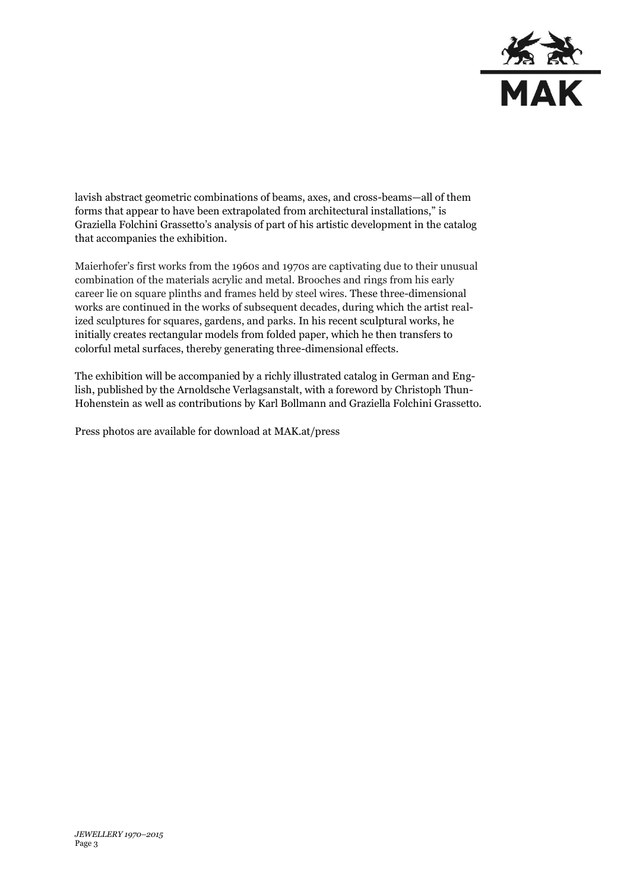lavish abstract geometric combinations of beams, axes, and cross-beams—all of them forms that appear to have been extrapolated from architectural installations," is Graziella Folchini Grassetto's analysis of part of his artistic development in the catalog that accompanies the exhibition.

Maierhofer's first works from the 1960s and 1970s are captivating due to their unusual combination of the materials acrylic and metal. Brooches and rings from his early career lie on square plinths and frames held by steel wires. These three-dimensional works are continued in the works of subsequent decades, during which the artist realized sculptures for squares, gardens, and parks. In his recent sculptural works, he initially creates rectangular models from folded paper, which he then transfers to colorful metal surfaces, thereby generating three-dimensional effects.

The exhibition will be accompanied by a richly illustrated catalog in German and English, published by the Arnoldsche Verlagsanstalt, with a foreword by Christoph Thun-Hohenstein as well as contributions by Karl Bollmann and Graziella Folchini Grassetto.

Press photos are available for download at MAK.at/press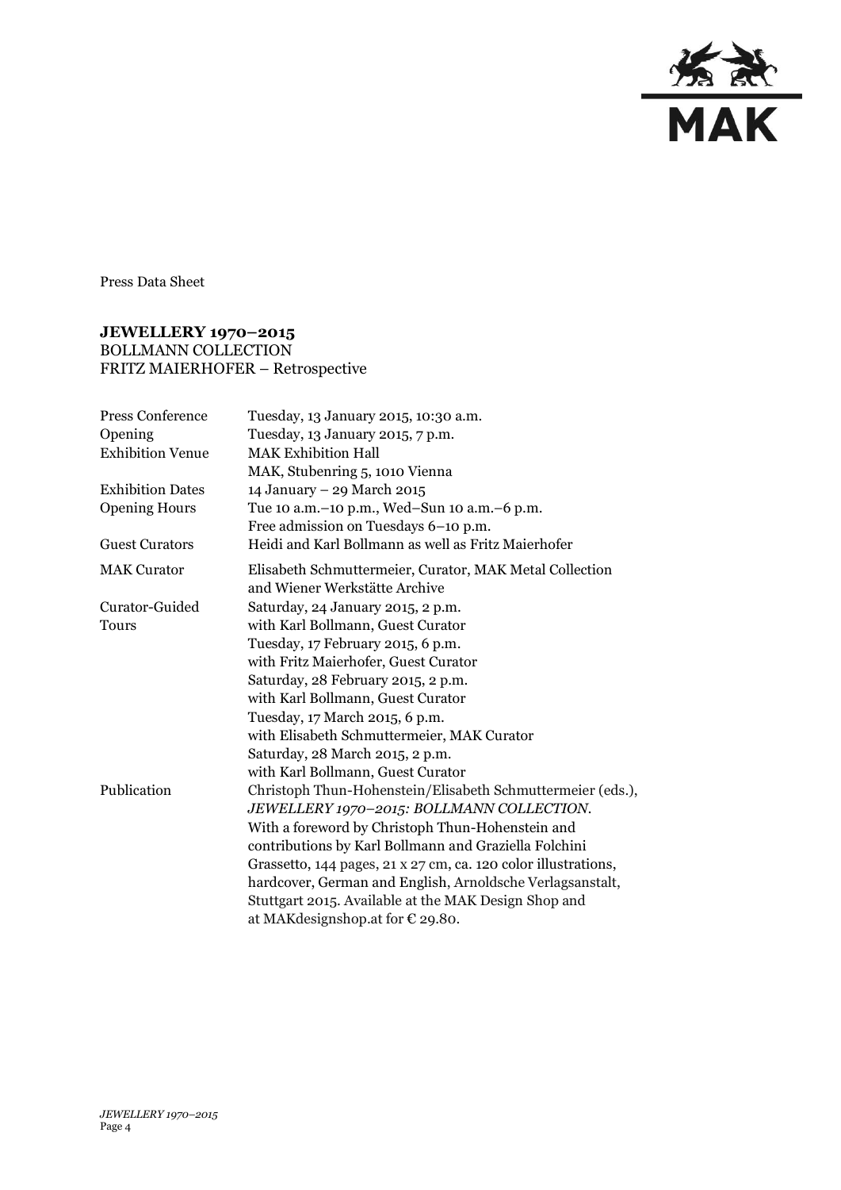Press Data Sheet

## JEWELLERY 1970–2015

BOLLMANN COLLECTION
FRITZ MAIERHOFER – Retrospective

| | |
|---|---|
| Press Conference | Tuesday, 13 January 2015, 10:30 a.m. |
| Opening | Tuesday, 13 January 2015, 7 p.m. |
| Exhibition Venue | MAK Exhibition Hall<br>MAK, Stubenring 5, 1010 Vienna |
| Exhibition Dates | 14 January – 29 March 2015 |
| Opening Hours | Tue 10 a.m.–10 p.m., Wed–Sun 10 a.m.–6 p.m.<br>Free admission on Tuesdays 6–10 p.m. |
| Guest Curators | Heidi and Karl Bollmann as well as Fritz Maierhofer |
| MAK Curator | Elisabeth Schmuttermeier, Curator, MAK Metal Collection and Wiener Werkstätte Archive |
| Curator-Guided Tours | Saturday, 24 January 2015, 2 p.m.<br>with Karl Bollmann, Guest Curator<br>Tuesday, 17 February 2015, 6 p.m.<br>with Fritz Maierhofer, Guest Curator<br>Saturday, 28 February 2015, 2 p.m.<br>with Karl Bollmann, Guest Curator<br>Tuesday, 17 March 2015, 6 p.m.<br>with Elisabeth Schmuttermeier, MAK Curator<br>Saturday, 28 March 2015, 2 p.m.<br>with Karl Bollmann, Guest Curator |
| Publication | Christoph Thun-Hohenstein/Elisabeth Schmuttermeier (eds.), *JEWELLERY 1970–2015: BOLLMANN COLLECTION*. With a foreword by Christoph Thun-Hohenstein and contributions by Karl Bollmann and Graziella Folchini Grassetto, 144 pages, 21 x 27 cm, ca. 120 color illustrations, hardcover, German and English, Arnoldsche Verlagsanstalt, Stuttgart 2015. Available at the MAK Design Shop and at MAKdesignshop.at for € 29.80. |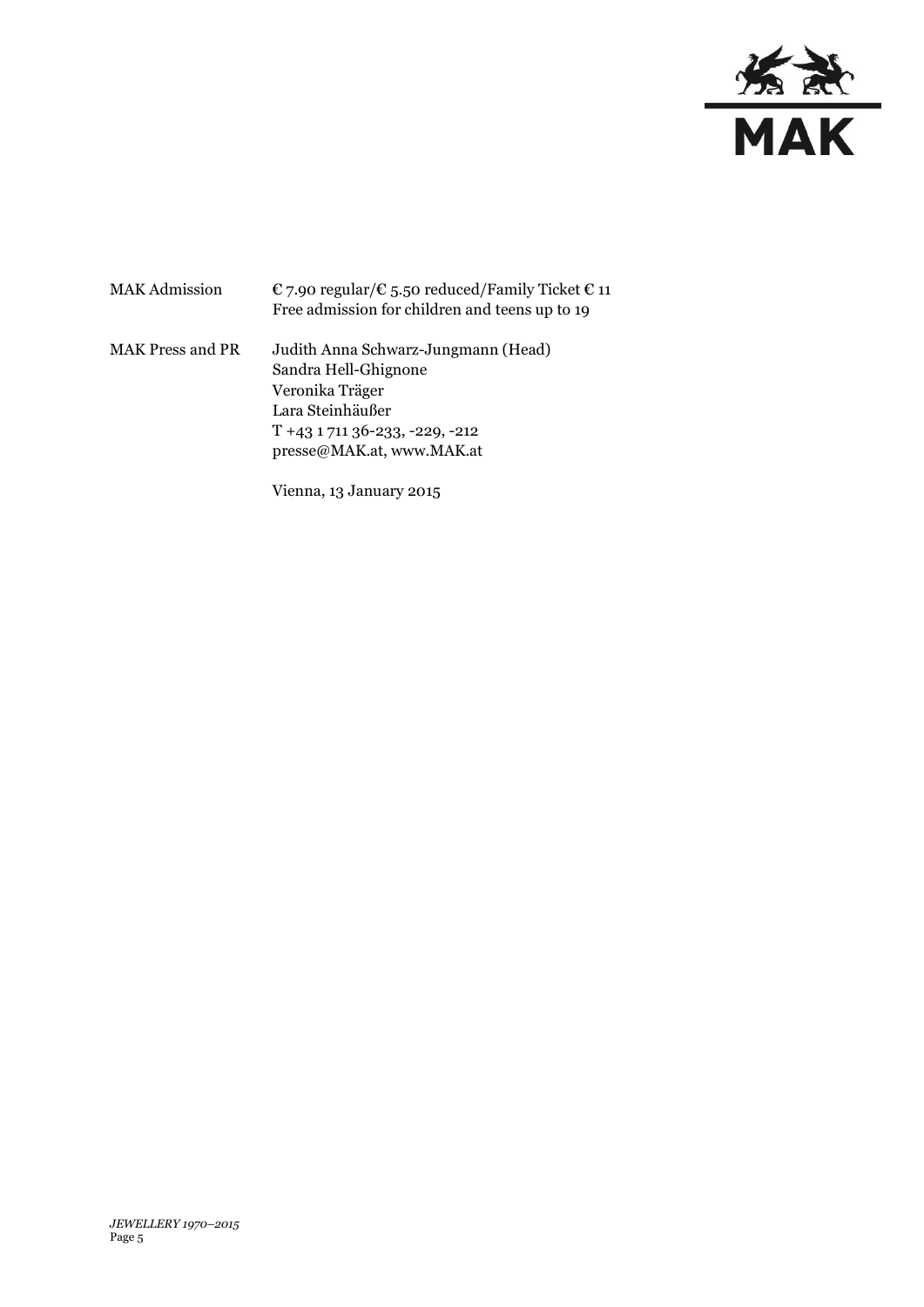| | |
|---|---|
| MAK Admission | € 7.90 regular/€ 5.50 reduced/Family Ticket € 11<br>Free admission for children and teens up to 19 |
| MAK Press and PR | Judith Anna Schwarz-Jungmann (Head)<br>Sandra Hell-Ghignone<br>Veronika Träger<br>Lara Steinhäußer<br>T +43 1 711 36-233, -229, -212<br>presse@MAK.at, www.MAK.at |

Vienna, 13 January 2015